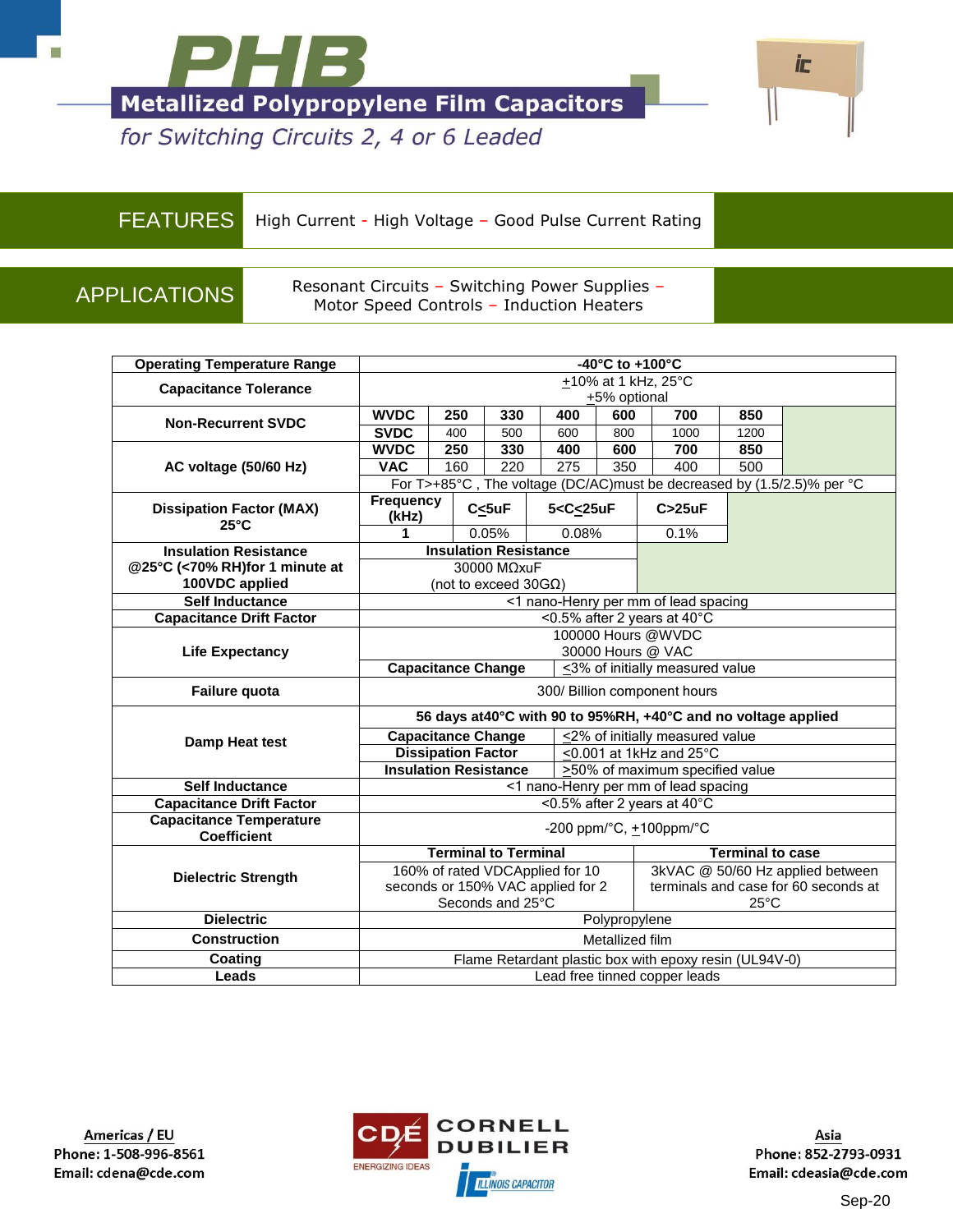# PHB

## Metallized Polypropylene Film Capacitors

*for Switching Circuits 2, 4 or 6 Leaded*

**FEATURES** High Current - High Voltage – Good Pulse Current Rating

**APPLICATIONS** Resonant Circuits – Switching Power Supplies – Motor Speed Controls – Induction Heaters

| Parameter | Specification | | | | | | |
|---|---|---|---|---|---|---|---|
| **Operating Temperature Range** | **-40°C to +100°C** | | | | | | |
| **Capacitance Tolerance** | ±10% at 1 kHz, 25°C<br>±5% optional | | | | | | |
| **Non-Recurrent SVDC** | **WVDC** | **250** | **330** | **400** | **600** | **700** | **850** |
| | **SVDC** | 400 | 500 | 600 | 800 | 1000 | 1200 |
| **AC voltage (50/60 Hz)** | **WVDC** | **250** | **330** | **400** | **600** | **700** | **850** |
| | **VAC** | 160 | 220 | 275 | 350 | 400 | 500 |
| | For T>+85°C , The voltage (DC/AC)must be decreased by (1.5/2.5)% per °C | | | | | | |
| **Dissipation Factor (MAX) 25°C** | **Frequency (kHz)** | **C≤5uF** | **5<C≤25uF** | **C>25uF** | | | |
| | 1 | 0.05% | 0.08% | 0.1% | | | |
| **Insulation Resistance @25°C (<70% RH)for 1 minute at 100VDC applied** | **Insulation Resistance**<br>30000 MΩxuF<br>(not to exceed 30GΩ) | | | | | | |
| **Self Inductance** | <1 nano-Henry per mm of lead spacing | | | | | | |
| **Capacitance Drift Factor** | <0.5% after 2 years at 40°C | | | | | | |
| **Life Expectancy** | 100000 Hours @WVDC<br>30000 Hours @ VAC | | | | | | |
| | **Capacitance Change** | ≤3% of initially measured value | | | | | |
| **Failure quota** | 300/ Billion component hours | | | | | | |
| **Damp Heat test** | **56 days at40°C with 90 to 95%RH, +40°C and no voltage applied** | | | | | | |
| | **Capacitance Change** | ≤2% of initially measured value | | | | | |
| | **Dissipation Factor** | ≤0.001 at 1kHz and 25°C | | | | | |
| | **Insulation Resistance** | ≥50% of maximum specified value | | | | | |
| **Self Inductance** | <1 nano-Henry per mm of lead spacing | | | | | | |
| **Capacitance Drift Factor** | <0.5% after 2 years at 40°C | | | | | | |
| **Capacitance Temperature Coefficient** | -200 ppm/°C, ±100ppm/°C | | | | | | |
| **Dielectric Strength** | **Terminal to Terminal** | **Terminal to case** | | | | | |
| | 160% of rated VDCApplied for 10 seconds or 150% VAC applied for 2 Seconds and 25°C | 3kVAC @ 50/60 Hz applied between terminals and case for 60 seconds at 25°C | | | | | |
| **Dielectric** | Polypropylene | | | | | | |
| **Construction** | Metallized film | | | | | | |
| **Coating** | Flame Retardant plastic box with epoxy resin (UL94V-0) | | | | | | |
| **Leads** | Lead free tinned copper leads | | | | | | |

**Americas / EU**
Phone: 1-508-996-8561
Email: cdena@cde.com

CDE CORNELL DUBILIER – ENERGIZING IDEAS – ILLINOIS CAPACITOR

**Asia**
Phone: 852-2793-0931
Email: cdeasia@cde.com

Sep-20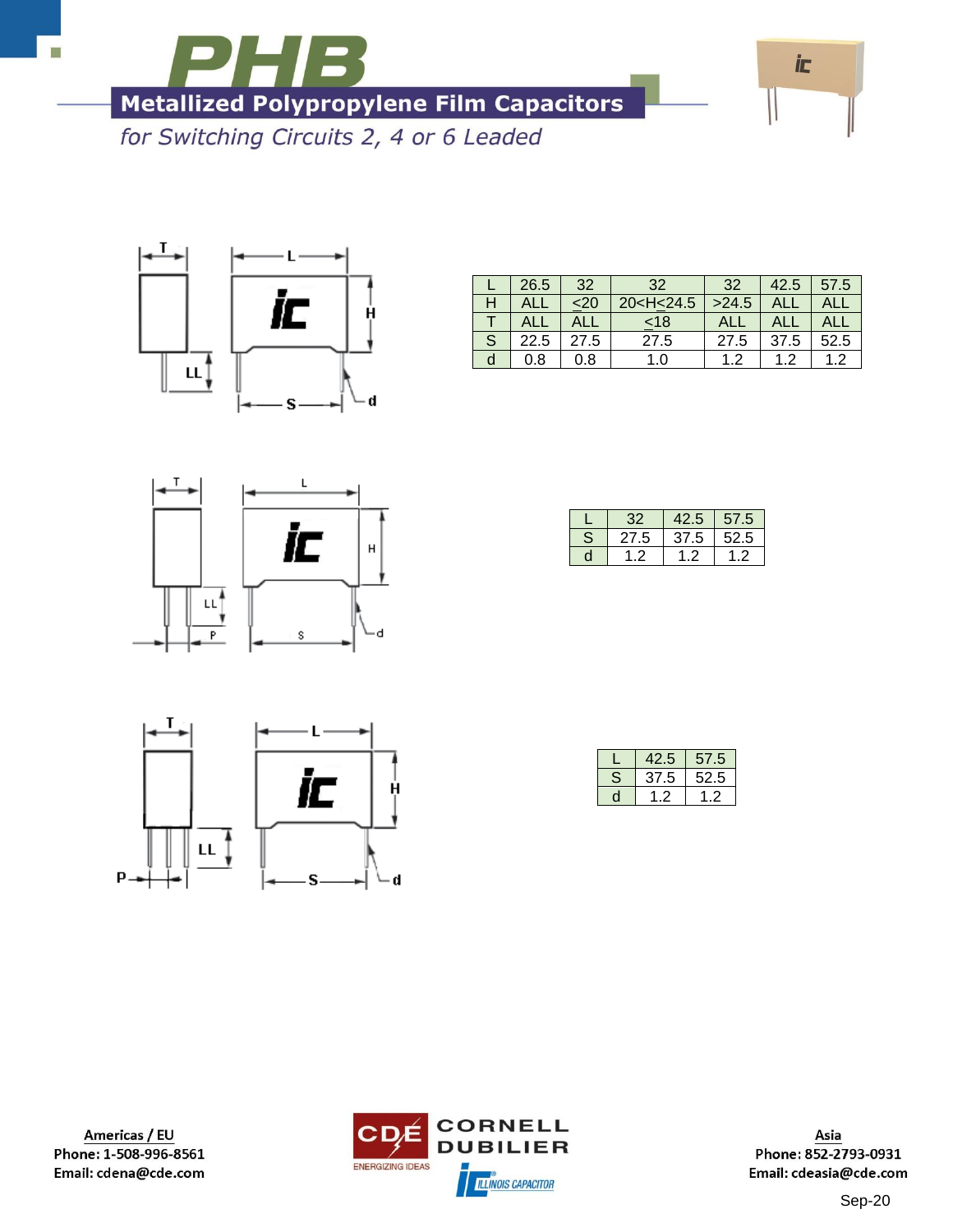# PHB

## Metallized Polypropylene Film Capacitors

*for Switching Circuits 2, 4 or 6 Leaded*

| L | 26.5 | 32 | 32 | 32 | 42.5 | 57.5 |
|---|---|---|---|---|---|---|
| H | ALL | ≤20 | 20<H≤24.5 | >24.5 | ALL | ALL |
| T | ALL | ALL | ≤18 | ALL | ALL | ALL |
| S | 22.5 | 27.5 | 27.5 | 27.5 | 37.5 | 52.5 |
| d | 0.8 | 0.8 | 1.0 | 1.2 | 1.2 | 1.2 |

| L | 32 | 42.5 | 57.5 |
|---|---|---|---|
| S | 27.5 | 37.5 | 52.5 |
| d | 1.2 | 1.2 | 1.2 |

| L | 42.5 | 57.5 |
|---|---|---|
| S | 37.5 | 52.5 |
| d | 1.2 | 1.2 |

**Americas / EU**
Phone: 1-508-996-8561
Email: cdena@cde.com

**Asia**
Phone: 852-2793-0931
Email: cdeasia@cde.com

Sep-20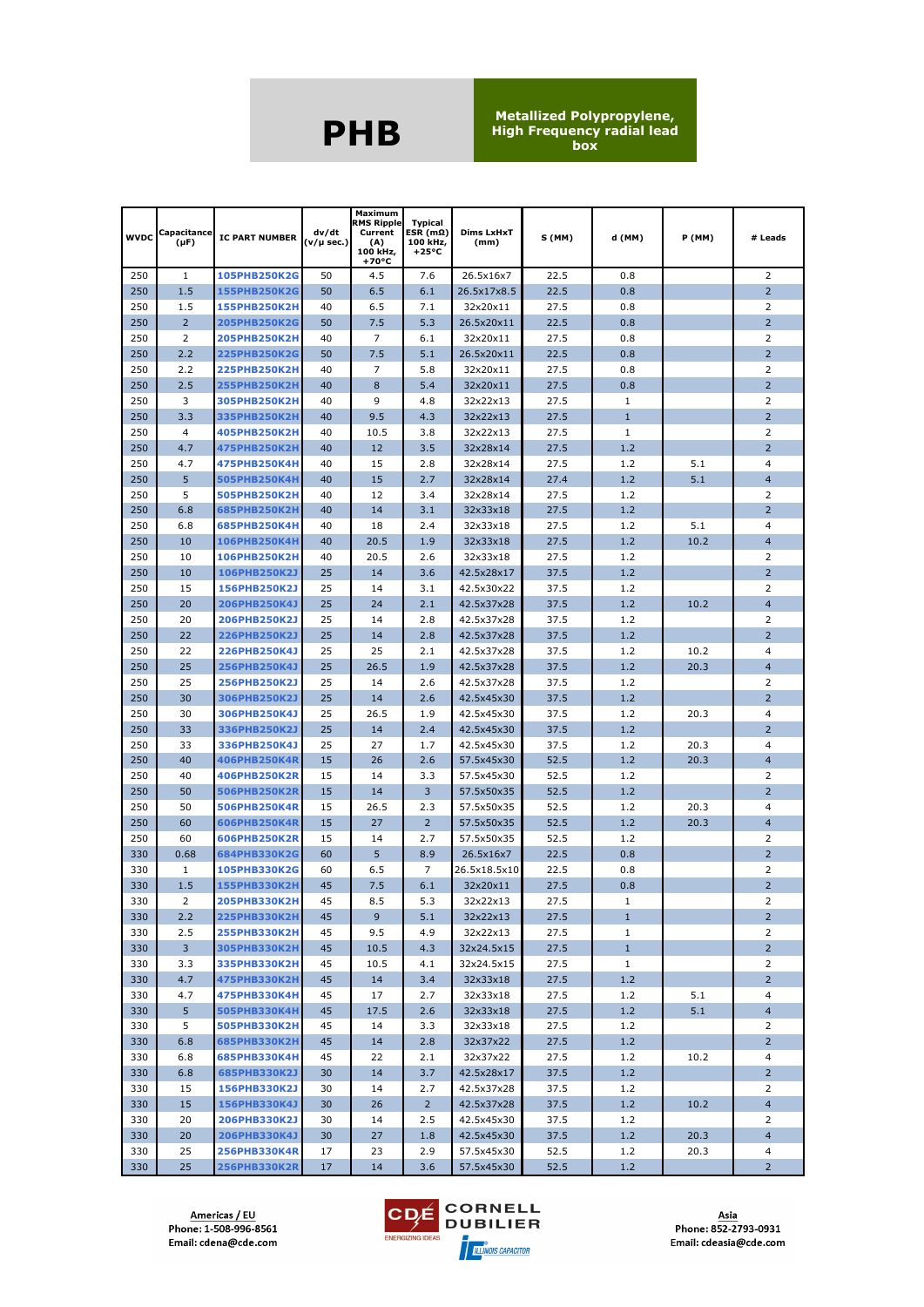# PHB

**Metallized Polypropylene, High Frequency radial lead box**

| WVDC | Capacitance (µF) | IC PART NUMBER | dv/dt (v/µ sec.) | Maximum RMS Ripple Current (A) 100 kHz, +70°C | Typical ESR (mΩ) 100 kHz, +25°C | Dims LxHxT (mm) | S (MM) | d (MM) | P (MM) | # Leads |
|---|---|---|---|---|---|---|---|---|---|---|
| 250 | 1 | 105PHB250K2G | 50 | 4.5 | 7.6 | 26.5x16x7 | 22.5 | 0.8 | | 2 |
| 250 | 1.5 | 155PHB250K2G | 50 | 6.5 | 6.1 | 26.5x17x8.5 | 22.5 | 0.8 | | 2 |
| 250 | 1.5 | 155PHB250K2H | 40 | 6.5 | 7.1 | 32x20x11 | 27.5 | 0.8 | | 2 |
| 250 | 2 | 205PHB250K2G | 50 | 7.5 | 5.3 | 26.5x20x11 | 22.5 | 0.8 | | 2 |
| 250 | 2 | 205PHB250K2H | 40 | 7 | 6.1 | 32x20x11 | 27.5 | 0.8 | | 2 |
| 250 | 2.2 | 225PHB250K2G | 50 | 7.5 | 5.1 | 26.5x20x11 | 22.5 | 0.8 | | 2 |
| 250 | 2.2 | 225PHB250K2H | 40 | 7 | 5.8 | 32x20x11 | 27.5 | 0.8 | | 2 |
| 250 | 2.5 | 255PHB250K2H | 40 | 8 | 5.4 | 32x20x11 | 27.5 | 0.8 | | 2 |
| 250 | 3 | 305PHB250K2H | 40 | 9 | 4.8 | 32x22x13 | 27.5 | 1 | | 2 |
| 250 | 3.3 | 335PHB250K2H | 40 | 9.5 | 4.3 | 32x22x13 | 27.5 | 1 | | 2 |
| 250 | 4 | 405PHB250K2H | 40 | 10.5 | 3.8 | 32x22x13 | 27.5 | 1 | | 2 |
| 250 | 4.7 | 475PHB250K2H | 40 | 12 | 3.5 | 32x28x14 | 27.5 | 1.2 | | 2 |
| 250 | 4.7 | 475PHB250K4H | 40 | 15 | 2.8 | 32x28x14 | 27.5 | 1.2 | 5.1 | 4 |
| 250 | 5 | 505PHB250K4H | 40 | 15 | 2.7 | 32x28x14 | 27.4 | 1.2 | 5.1 | 4 |
| 250 | 5 | 505PHB250K2H | 40 | 12 | 3.4 | 32x28x14 | 27.5 | 1.2 | | 2 |
| 250 | 6.8 | 685PHB250K2H | 40 | 14 | 3.1 | 32x33x18 | 27.5 | 1.2 | | 2 |
| 250 | 6.8 | 685PHB250K4H | 40 | 18 | 2.4 | 32x33x18 | 27.5 | 1.2 | 5.1 | 4 |
| 250 | 10 | 106PHB250K4H | 40 | 20.5 | 1.9 | 32x33x18 | 27.5 | 1.2 | 10.2 | 4 |
| 250 | 10 | 106PHB250K2H | 40 | 20.5 | 2.6 | 32x33x18 | 27.5 | 1.2 | | 2 |
| 250 | 10 | 106PHB250K2J | 25 | 14 | 3.6 | 42.5x28x17 | 37.5 | 1.2 | | 2 |
| 250 | 15 | 156PHB250K2J | 25 | 14 | 3.1 | 42.5x30x22 | 37.5 | 1.2 | | 2 |
| 250 | 20 | 206PHB250K4J | 25 | 24 | 2.1 | 42.5x37x28 | 37.5 | 1.2 | 10.2 | 4 |
| 250 | 20 | 206PHB250K2J | 25 | 14 | 2.8 | 42.5x37x28 | 37.5 | 1.2 | | 2 |
| 250 | 22 | 226PHB250K2J | 25 | 14 | 2.8 | 42.5x37x28 | 37.5 | 1.2 | | 2 |
| 250 | 22 | 226PHB250K4J | 25 | 25 | 2.1 | 42.5x37x28 | 37.5 | 1.2 | 10.2 | 4 |
| 250 | 25 | 256PHB250K4J | 25 | 26.5 | 1.9 | 42.5x37x28 | 37.5 | 1.2 | 20.3 | 4 |
| 250 | 25 | 256PHB250K2J | 25 | 14 | 2.6 | 42.5x37x28 | 37.5 | 1.2 | | 2 |
| 250 | 30 | 306PHB250K2J | 25 | 14 | 2.6 | 42.5x45x30 | 37.5 | 1.2 | | 2 |
| 250 | 30 | 306PHB250K4J | 25 | 26.5 | 1.9 | 42.5x45x30 | 37.5 | 1.2 | 20.3 | 4 |
| 250 | 33 | 336PHB250K2J | 25 | 14 | 2.4 | 42.5x45x30 | 37.5 | 1.2 | | 2 |
| 250 | 33 | 336PHB250K4J | 25 | 27 | 1.7 | 42.5x45x30 | 37.5 | 1.2 | 20.3 | 4 |
| 250 | 40 | 406PHB250K4R | 15 | 26 | 2.6 | 57.5x45x30 | 52.5 | 1.2 | 20.3 | 4 |
| 250 | 40 | 406PHB250K2R | 15 | 14 | 3.3 | 57.5x45x30 | 52.5 | 1.2 | | 2 |
| 250 | 50 | 506PHB250K2R | 15 | 14 | 3 | 57.5x50x35 | 52.5 | 1.2 | | 2 |
| 250 | 50 | 506PHB250K4R | 15 | 26.5 | 2.3 | 57.5x50x35 | 52.5 | 1.2 | 20.3 | 4 |
| 250 | 60 | 606PHB250K4R | 15 | 27 | 2 | 57.5x50x35 | 52.5 | 1.2 | 20.3 | 4 |
| 250 | 60 | 606PHB250K2R | 15 | 14 | 2.7 | 57.5x50x35 | 52.5 | 1.2 | | 2 |
| 330 | 0.68 | 684PHB330K2G | 60 | 5 | 8.9 | 26.5x16x7 | 22.5 | 0.8 | | 2 |
| 330 | 1 | 105PHB330K2G | 60 | 6.5 | 7 | 26.5x18.5x10 | 22.5 | 0.8 | | 2 |
| 330 | 1.5 | 155PHB330K2H | 45 | 7.5 | 6.1 | 32x20x11 | 27.5 | 0.8 | | 2 |
| 330 | 2 | 205PHB330K2H | 45 | 8.5 | 5.3 | 32x22x13 | 27.5 | 1 | | 2 |
| 330 | 2.2 | 225PHB330K2H | 45 | 9 | 5.1 | 32x22x13 | 27.5 | 1 | | 2 |
| 330 | 2.5 | 255PHB330K2H | 45 | 9.5 | 4.9 | 32x22x13 | 27.5 | 1 | | 2 |
| 330 | 3 | 305PHB330K2H | 45 | 10.5 | 4.3 | 32x24.5x15 | 27.5 | 1 | | 2 |
| 330 | 3.3 | 335PHB330K2H | 45 | 10.5 | 4.1 | 32x24.5x15 | 27.5 | 1 | | 2 |
| 330 | 4.7 | 475PHB330K2H | 45 | 14 | 3.4 | 32x33x18 | 27.5 | 1.2 | | 2 |
| 330 | 4.7 | 475PHB330K4H | 45 | 17 | 2.7 | 32x33x18 | 27.5 | 1.2 | 5.1 | 4 |
| 330 | 5 | 505PHB330K4H | 45 | 17.5 | 2.6 | 32x33x18 | 27.5 | 1.2 | 5.1 | 4 |
| 330 | 5 | 505PHB330K2H | 45 | 14 | 3.3 | 32x33x18 | 27.5 | 1.2 | | 2 |
| 330 | 6.8 | 685PHB330K2H | 45 | 14 | 2.8 | 32x37x22 | 27.5 | 1.2 | | 2 |
| 330 | 6.8 | 685PHB330K4H | 45 | 22 | 2.1 | 32x37x22 | 27.5 | 1.2 | 10.2 | 4 |
| 330 | 6.8 | 685PHB330K2J | 30 | 14 | 3.7 | 42.5x28x17 | 37.5 | 1.2 | | 2 |
| 330 | 15 | 156PHB330K2J | 30 | 14 | 2.7 | 42.5x37x28 | 37.5 | 1.2 | | 2 |
| 330 | 15 | 156PHB330K4J | 30 | 26 | 2 | 42.5x37x28 | 37.5 | 1.2 | 10.2 | 4 |
| 330 | 20 | 206PHB330K2J | 30 | 14 | 2.5 | 42.5x45x30 | 37.5 | 1.2 | | 2 |
| 330 | 20 | 206PHB330K4J | 30 | 27 | 1.8 | 42.5x45x30 | 37.5 | 1.2 | 20.3 | 4 |
| 330 | 25 | 256PHB330K4R | 17 | 23 | 2.9 | 57.5x45x30 | 52.5 | 1.2 | 20.3 | 4 |
| 330 | 25 | 256PHB330K2R | 17 | 14 | 3.6 | 57.5x45x30 | 52.5 | 1.2 | | 2 |

**Americas / EU**
Phone: 1-508-996-8561
Email: cdena@cde.com

CDE CORNELL DUBILIER — ENERGIZING IDEAS — ILLINOIS CAPACITOR

**Asia**
Phone: 852-2793-0931
Email: cdeasia@cde.com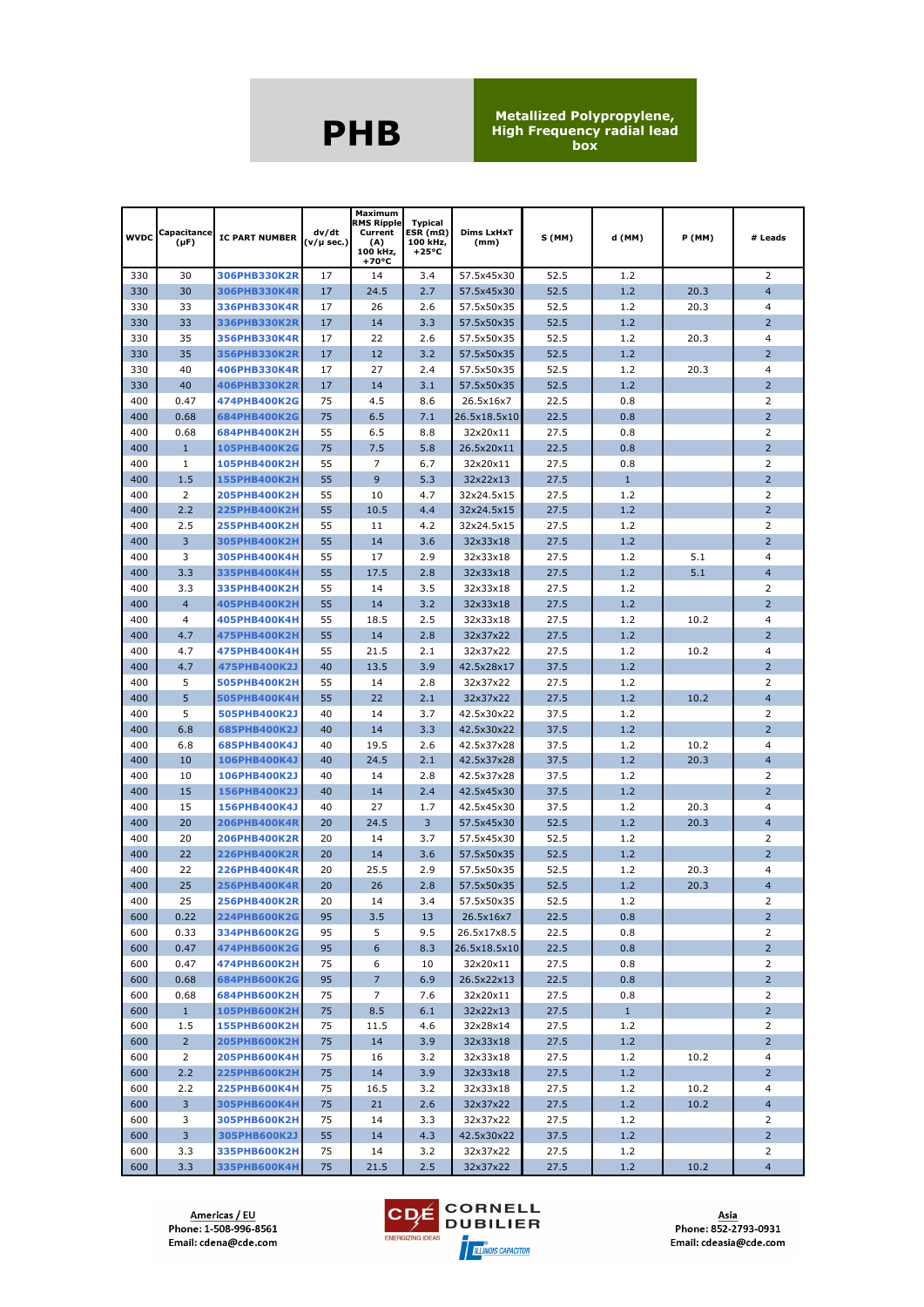# PHB

**Metallized Polypropylene, High Frequency radial lead box**

| WVDC | Capacitance (µF) | IC PART NUMBER | dv/dt (v/µ sec.) | Maximum RMS Ripple Current (A) 100 kHz, +70°C | Typical ESR (mΩ) 100 kHz, +25°C | Dims LxHxT (mm) | S (MM) | d (MM) | P (MM) | # Leads |
|---|---|---|---|---|---|---|---|---|---|---|
| 330 | 30 | 306PHB330K2R | 17 | 14 | 3.4 | 57.5x45x30 | 52.5 | 1.2 | | 2 |
| 330 | 30 | 306PHB330K4R | 17 | 24.5 | 2.7 | 57.5x45x30 | 52.5 | 1.2 | 20.3 | 4 |
| 330 | 33 | 336PHB330K4R | 17 | 26 | 2.6 | 57.5x50x35 | 52.5 | 1.2 | 20.3 | 4 |
| 330 | 33 | 336PHB330K2R | 17 | 14 | 3.3 | 57.5x50x35 | 52.5 | 1.2 | | 2 |
| 330 | 35 | 356PHB330K4R | 17 | 22 | 2.6 | 57.5x50x35 | 52.5 | 1.2 | 20.3 | 4 |
| 330 | 35 | 356PHB330K2R | 17 | 12 | 3.2 | 57.5x50x35 | 52.5 | 1.2 | | 2 |
| 330 | 40 | 406PHB330K4R | 17 | 27 | 2.4 | 57.5x50x35 | 52.5 | 1.2 | 20.3 | 4 |
| 330 | 40 | 406PHB330K2R | 17 | 14 | 3.1 | 57.5x50x35 | 52.5 | 1.2 | | 2 |
| 400 | 0.47 | 474PHB400K2G | 75 | 4.5 | 8.6 | 26.5x16x7 | 22.5 | 0.8 | | 2 |
| 400 | 0.68 | 684PHB400K2G | 75 | 6.5 | 7.1 | 26.5x18.5x10 | 22.5 | 0.8 | | 2 |
| 400 | 0.68 | 684PHB400K2H | 55 | 6.5 | 8.8 | 32x20x11 | 27.5 | 0.8 | | 2 |
| 400 | 1 | 105PHB400K2G | 75 | 7.5 | 5.8 | 26.5x20x11 | 22.5 | 0.8 | | 2 |
| 400 | 1 | 105PHB400K2H | 55 | 7 | 6.7 | 32x20x11 | 27.5 | 0.8 | | 2 |
| 400 | 1.5 | 155PHB400K2H | 55 | 9 | 5.3 | 32x22x13 | 27.5 | 1 | | 2 |
| 400 | 2 | 205PHB400K2H | 55 | 10 | 4.7 | 32x24.5x15 | 27.5 | 1.2 | | 2 |
| 400 | 2.2 | 225PHB400K2H | 55 | 10.5 | 4.4 | 32x24.5x15 | 27.5 | 1.2 | | 2 |
| 400 | 2.5 | 255PHB400K2H | 55 | 11 | 4.2 | 32x24.5x15 | 27.5 | 1.2 | | 2 |
| 400 | 3 | 305PHB400K2H | 55 | 14 | 3.6 | 32x33x18 | 27.5 | 1.2 | | 2 |
| 400 | 3 | 305PHB400K4H | 55 | 17 | 2.9 | 32x33x18 | 27.5 | 1.2 | 5.1 | 4 |
| 400 | 3.3 | 335PHB400K4H | 55 | 17.5 | 2.8 | 32x33x18 | 27.5 | 1.2 | 5.1 | 4 |
| 400 | 3.3 | 335PHB400K2H | 55 | 14 | 3.5 | 32x33x18 | 27.5 | 1.2 | | 2 |
| 400 | 4 | 405PHB400K2H | 55 | 14 | 3.2 | 32x33x18 | 27.5 | 1.2 | | 2 |
| 400 | 4 | 405PHB400K4H | 55 | 18.5 | 2.5 | 32x33x18 | 27.5 | 1.2 | 10.2 | 4 |
| 400 | 4.7 | 475PHB400K2H | 55 | 14 | 2.8 | 32x37x22 | 27.5 | 1.2 | | 2 |
| 400 | 4.7 | 475PHB400K4H | 55 | 21.5 | 2.1 | 32x37x22 | 27.5 | 1.2 | 10.2 | 4 |
| 400 | 4.7 | 475PHB400K2J | 40 | 13.5 | 3.9 | 42.5x28x17 | 37.5 | 1.2 | | 2 |
| 400 | 5 | 505PHB400K2H | 55 | 14 | 2.8 | 32x37x22 | 27.5 | 1.2 | | 2 |
| 400 | 5 | 505PHB400K4H | 55 | 22 | 2.1 | 32x37x22 | 27.5 | 1.2 | 10.2 | 4 |
| 400 | 5 | 505PHB400K2J | 40 | 14 | 3.7 | 42.5x30x22 | 37.5 | 1.2 | | 2 |
| 400 | 6.8 | 685PHB400K2J | 40 | 14 | 3.3 | 42.5x30x22 | 37.5 | 1.2 | | 2 |
| 400 | 6.8 | 685PHB400K4J | 40 | 19.5 | 2.6 | 42.5x37x28 | 37.5 | 1.2 | 10.2 | 4 |
| 400 | 10 | 106PHB400K4J | 40 | 24.5 | 2.1 | 42.5x37x28 | 37.5 | 1.2 | 20.3 | 4 |
| 400 | 10 | 106PHB400K2J | 40 | 14 | 2.8 | 42.5x37x28 | 37.5 | 1.2 | | 2 |
| 400 | 15 | 156PHB400K2J | 40 | 14 | 2.4 | 42.5x45x30 | 37.5 | 1.2 | | 2 |
| 400 | 15 | 156PHB400K4J | 40 | 27 | 1.7 | 42.5x45x30 | 37.5 | 1.2 | 20.3 | 4 |
| 400 | 20 | 206PHB400K4R | 20 | 24.5 | 3 | 57.5x45x30 | 52.5 | 1.2 | 20.3 | 4 |
| 400 | 20 | 206PHB400K2R | 20 | 14 | 3.7 | 57.5x45x30 | 52.5 | 1.2 | | 2 |
| 400 | 22 | 226PHB400K2R | 20 | 14 | 3.6 | 57.5x50x35 | 52.5 | 1.2 | | 2 |
| 400 | 22 | 226PHB400K4R | 20 | 25.5 | 2.9 | 57.5x50x35 | 52.5 | 1.2 | 20.3 | 4 |
| 400 | 25 | 256PHB400K4R | 20 | 26 | 2.8 | 57.5x50x35 | 52.5 | 1.2 | 20.3 | 4 |
| 400 | 25 | 256PHB400K2R | 20 | 14 | 3.4 | 57.5x50x35 | 52.5 | 1.2 | | 2 |
| 600 | 0.22 | 224PHB600K2G | 95 | 3.5 | 13 | 26.5x16x7 | 22.5 | 0.8 | | 2 |
| 600 | 0.33 | 334PHB600K2G | 95 | 5 | 9.5 | 26.5x17x8.5 | 22.5 | 0.8 | | 2 |
| 600 | 0.47 | 474PHB600K2G | 95 | 6 | 8.3 | 26.5x18.5x10 | 22.5 | 0.8 | | 2 |
| 600 | 0.47 | 474PHB600K2H | 75 | 6 | 10 | 32x20x11 | 27.5 | 0.8 | | 2 |
| 600 | 0.68 | 684PHB600K2G | 95 | 7 | 6.9 | 26.5x22x13 | 22.5 | 0.8 | | 2 |
| 600 | 0.68 | 684PHB600K2H | 75 | 7 | 7.6 | 32x20x11 | 27.5 | 0.8 | | 2 |
| 600 | 1 | 105PHB600K2H | 75 | 8.5 | 6.1 | 32x22x13 | 27.5 | 1 | | 2 |
| 600 | 1.5 | 155PHB600K2H | 75 | 11.5 | 4.6 | 32x28x14 | 27.5 | 1.2 | | 2 |
| 600 | 2 | 205PHB600K2H | 75 | 14 | 3.9 | 32x33x18 | 27.5 | 1.2 | | 2 |
| 600 | 2 | 205PHB600K4H | 75 | 16 | 3.2 | 32x33x18 | 27.5 | 1.2 | 10.2 | 4 |
| 600 | 2.2 | 225PHB600K2H | 75 | 14 | 3.9 | 32x33x18 | 27.5 | 1.2 | | 2 |
| 600 | 2.2 | 225PHB600K4H | 75 | 16.5 | 3.2 | 32x33x18 | 27.5 | 1.2 | 10.2 | 4 |
| 600 | 3 | 305PHB600K4H | 75 | 21 | 2.6 | 32x37x22 | 27.5 | 1.2 | 10.2 | 4 |
| 600 | 3 | 305PHB600K2H | 75 | 14 | 3.3 | 32x37x22 | 27.5 | 1.2 | | 2 |
| 600 | 3 | 305PHB600K2J | 55 | 14 | 4.3 | 42.5x30x22 | 37.5 | 1.2 | | 2 |
| 600 | 3.3 | 335PHB600K2H | 75 | 14 | 3.2 | 32x37x22 | 27.5 | 1.2 | | 2 |
| 600 | 3.3 | 335PHB600K4H | 75 | 21.5 | 2.5 | 32x37x22 | 27.5 | 1.2 | 10.2 | 4 |

Americas / EU
Phone: 1-508-996-8561
Email: cdena@cde.com

CDE CORNELL DUBILIER ENERGIZING IDEAS — ILLINOIS CAPACITOR

Asia
Phone: 852-2793-0931
Email: cdeasia@cde.com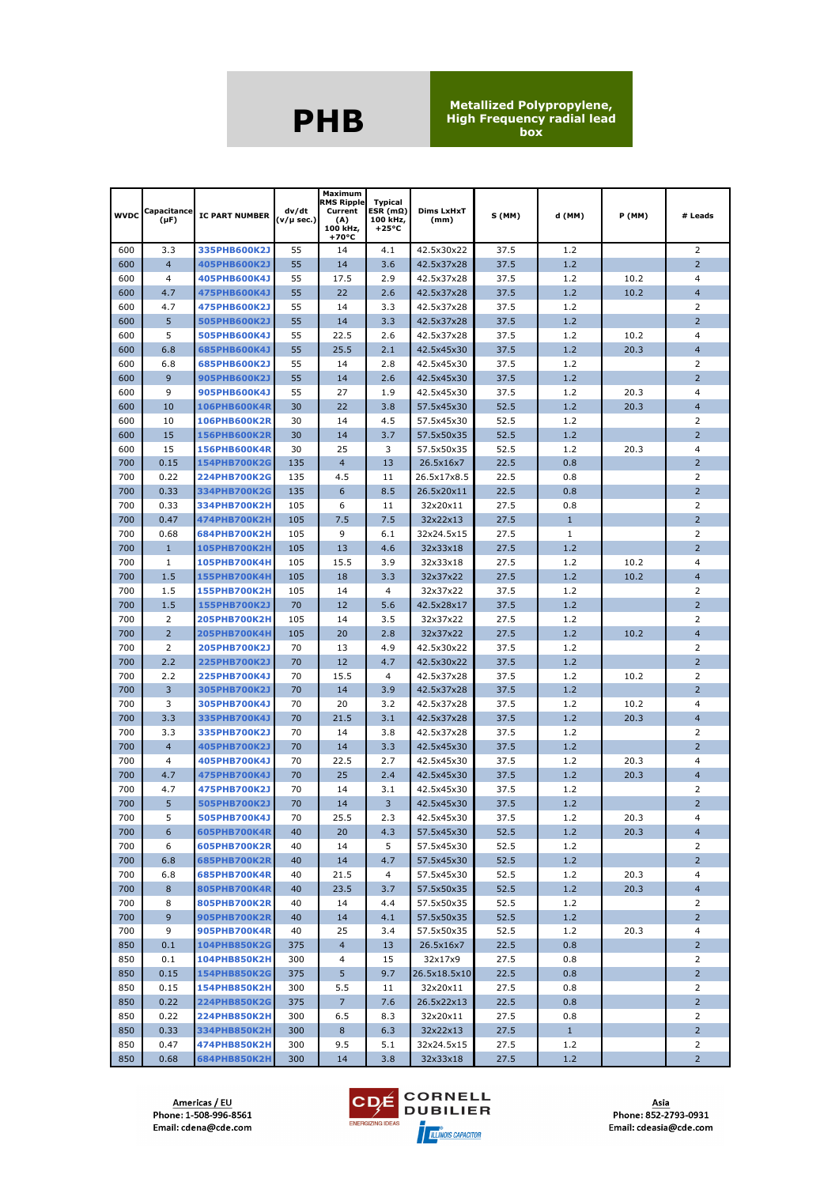# PHB

**Metallized Polypropylene, High Frequency radial lead box**

| WVDC | Capacitance (µF) | IC PART NUMBER | dv/dt (v/µ sec.) | Maximum RMS Ripple Current (A) 100 kHz, +70°C | Typical ESR (mΩ) 100 kHz, +25°C | Dims LxHxT (mm) | S (MM) | d (MM) | P (MM) | # Leads |
|---|---|---|---|---|---|---|---|---|---|---|
| 600 | 3.3 | 335PHB600K2J | 55 | 14 | 4.1 | 42.5x30x22 | 37.5 | 1.2 | | 2 |
| 600 | 4 | 405PHB600K2J | 55 | 14 | 3.6 | 42.5x37x28 | 37.5 | 1.2 | | 2 |
| 600 | 4 | 405PHB600K4J | 55 | 17.5 | 2.9 | 42.5x37x28 | 37.5 | 1.2 | 10.2 | 4 |
| 600 | 4.7 | 475PHB600K4J | 55 | 22 | 2.6 | 42.5x37x28 | 37.5 | 1.2 | 10.2 | 4 |
| 600 | 4.7 | 475PHB600K2J | 55 | 14 | 3.3 | 42.5x37x28 | 37.5 | 1.2 | | 2 |
| 600 | 5 | 505PHB600K2J | 55 | 14 | 3.3 | 42.5x37x28 | 37.5 | 1.2 | | 2 |
| 600 | 5 | 505PHB600K4J | 55 | 22.5 | 2.6 | 42.5x37x28 | 37.5 | 1.2 | 10.2 | 4 |
| 600 | 6.8 | 685PHB600K4J | 55 | 25.5 | 2.1 | 42.5x45x30 | 37.5 | 1.2 | 20.3 | 4 |
| 600 | 6.8 | 685PHB600K2J | 55 | 14 | 2.8 | 42.5x45x30 | 37.5 | 1.2 | | 2 |
| 600 | 9 | 905PHB600K2J | 55 | 14 | 2.6 | 42.5x45x30 | 37.5 | 1.2 | | 2 |
| 600 | 9 | 905PHB600K4J | 55 | 27 | 1.9 | 42.5x45x30 | 37.5 | 1.2 | 20.3 | 4 |
| 600 | 10 | 106PHB600K4R | 30 | 22 | 3.8 | 57.5x45x30 | 52.5 | 1.2 | 20.3 | 4 |
| 600 | 10 | 106PHB600K2R | 30 | 14 | 4.5 | 57.5x45x30 | 52.5 | 1.2 | | 2 |
| 600 | 15 | 156PHB600K2R | 30 | 14 | 3.7 | 57.5x50x35 | 52.5 | 1.2 | | 2 |
| 600 | 15 | 156PHB600K4R | 30 | 25 | 3 | 57.5x50x35 | 52.5 | 1.2 | 20.3 | 4 |
| 700 | 0.15 | 154PHB700K2G | 135 | 4 | 13 | 26.5x16x7 | 22.5 | 0.8 | | 2 |
| 700 | 0.22 | 224PHB700K2G | 135 | 4.5 | 11 | 26.5x17x8.5 | 22.5 | 0.8 | | 2 |
| 700 | 0.33 | 334PHB700K2G | 135 | 6 | 8.5 | 26.5x20x11 | 22.5 | 0.8 | | 2 |
| 700 | 0.33 | 334PHB700K2H | 105 | 6 | 11 | 32x20x11 | 27.5 | 0.8 | | 2 |
| 700 | 0.47 | 474PHB700K2H | 105 | 7.5 | 7.5 | 32x22x13 | 27.5 | 1 | | 2 |
| 700 | 0.68 | 684PHB700K2H | 105 | 9 | 6.1 | 32x24.5x15 | 27.5 | 1 | | 2 |
| 700 | 1 | 105PHB700K2H | 105 | 13 | 4.6 | 32x33x18 | 27.5 | 1.2 | | 2 |
| 700 | 1 | 105PHB700K4H | 105 | 15.5 | 3.9 | 32x33x18 | 27.5 | 1.2 | 10.2 | 4 |
| 700 | 1.5 | 155PHB700K4H | 105 | 18 | 3.3 | 32x37x22 | 27.5 | 1.2 | 10.2 | 4 |
| 700 | 1.5 | 155PHB700K2H | 105 | 14 | 4 | 32x37x22 | 37.5 | 1.2 | | 2 |
| 700 | 1.5 | 155PHB700K2J | 70 | 12 | 5.6 | 42.5x28x17 | 37.5 | 1.2 | | 2 |
| 700 | 2 | 205PHB700K2H | 105 | 14 | 3.5 | 32x37x22 | 27.5 | 1.2 | | 2 |
| 700 | 2 | 205PHB700K4H | 105 | 20 | 2.8 | 32x37x22 | 27.5 | 1.2 | 10.2 | 4 |
| 700 | 2 | 205PHB700K2J | 70 | 13 | 4.9 | 42.5x30x22 | 37.5 | 1.2 | | 2 |
| 700 | 2.2 | 225PHB700K2J | 70 | 12 | 4.7 | 42.5x30x22 | 37.5 | 1.2 | | 2 |
| 700 | 2.2 | 225PHB700K4J | 70 | 15.5 | 4 | 42.5x37x28 | 37.5 | 1.2 | 10.2 | 2 |
| 700 | 3 | 305PHB700K2J | 70 | 14 | 3.9 | 42.5x37x28 | 37.5 | 1.2 | | 2 |
| 700 | 3 | 305PHB700K4J | 70 | 20 | 3.2 | 42.5x37x28 | 37.5 | 1.2 | 10.2 | 4 |
| 700 | 3.3 | 335PHB700K4J | 70 | 21.5 | 3.1 | 42.5x37x28 | 37.5 | 1.2 | 20.3 | 4 |
| 700 | 3.3 | 335PHB700K2J | 70 | 14 | 3.8 | 42.5x37x28 | 37.5 | 1.2 | | 2 |
| 700 | 4 | 405PHB700K2J | 70 | 14 | 3.3 | 42.5x45x30 | 37.5 | 1.2 | | 2 |
| 700 | 4 | 405PHB700K4J | 70 | 22.5 | 2.7 | 42.5x45x30 | 37.5 | 1.2 | 20.3 | 4 |
| 700 | 4.7 | 475PHB700K4J | 70 | 25 | 2.4 | 42.5x45x30 | 37.5 | 1.2 | 20.3 | 4 |
| 700 | 4.7 | 475PHB700K2J | 70 | 14 | 3.1 | 42.5x45x30 | 37.5 | 1.2 | | 2 |
| 700 | 5 | 505PHB700K2J | 70 | 14 | 3 | 42.5x45x30 | 37.5 | 1.2 | | 2 |
| 700 | 5 | 505PHB700K4J | 70 | 25.5 | 2.3 | 42.5x45x30 | 37.5 | 1.2 | 20.3 | 4 |
| 700 | 6 | 605PHB700K4R | 40 | 20 | 4.3 | 57.5x45x30 | 52.5 | 1.2 | 20.3 | 4 |
| 700 | 6 | 605PHB700K2R | 40 | 14 | 5 | 57.5x45x30 | 52.5 | 1.2 | | 2 |
| 700 | 6.8 | 685PHB700K2R | 40 | 14 | 4.7 | 57.5x45x30 | 52.5 | 1.2 | | 2 |
| 700 | 6.8 | 685PHB700K4R | 40 | 21.5 | 4 | 57.5x45x30 | 52.5 | 1.2 | 20.3 | 4 |
| 700 | 8 | 805PHB700K4R | 40 | 23.5 | 3.7 | 57.5x50x35 | 52.5 | 1.2 | 20.3 | 4 |
| 700 | 8 | 805PHB700K2R | 40 | 14 | 4.4 | 57.5x50x35 | 52.5 | 1.2 | | 2 |
| 700 | 9 | 905PHB700K2R | 40 | 14 | 4.1 | 57.5x50x35 | 52.5 | 1.2 | | 2 |
| 700 | 9 | 905PHB700K4R | 40 | 25 | 3.4 | 57.5x50x35 | 52.5 | 1.2 | 20.3 | 4 |
| 850 | 0.1 | 104PHB850K2G | 375 | 4 | 13 | 26.5x16x7 | 22.5 | 0.8 | | 2 |
| 850 | 0.1 | 104PHB850K2H | 300 | 4 | 15 | 32x17x9 | 27.5 | 0.8 | | 2 |
| 850 | 0.15 | 154PHB850K2G | 375 | 5 | 9.7 | 26.5x18.5x10 | 22.5 | 0.8 | | 2 |
| 850 | 0.15 | 154PHB850K2H | 300 | 5.5 | 11 | 32x20x11 | 27.5 | 0.8 | | 2 |
| 850 | 0.22 | 224PHB850K2G | 375 | 7 | 7.6 | 26.5x22x13 | 22.5 | 0.8 | | 2 |
| 850 | 0.22 | 224PHB850K2H | 300 | 6.5 | 8.3 | 32x20x11 | 27.5 | 0.8 | | 2 |
| 850 | 0.33 | 334PHB850K2H | 300 | 8 | 6.3 | 32x22x13 | 27.5 | 1 | | 2 |
| 850 | 0.47 | 474PHB850K2H | 300 | 9.5 | 5.1 | 32x24.5x15 | 27.5 | 1.2 | | 2 |
| 850 | 0.68 | 684PHB850K2H | 300 | 14 | 3.8 | 32x33x18 | 27.5 | 1.2 | | 2 |

**Americas / EU**
Phone: 1-508-996-8561
Email: cdena@cde.com

CDE CORNELL DUBILIER
ENERGIZING IDEAS
IC ILLINOIS CAPACITOR

**Asia**
Phone: 852-2793-0931
Email: cdeasia@cde.com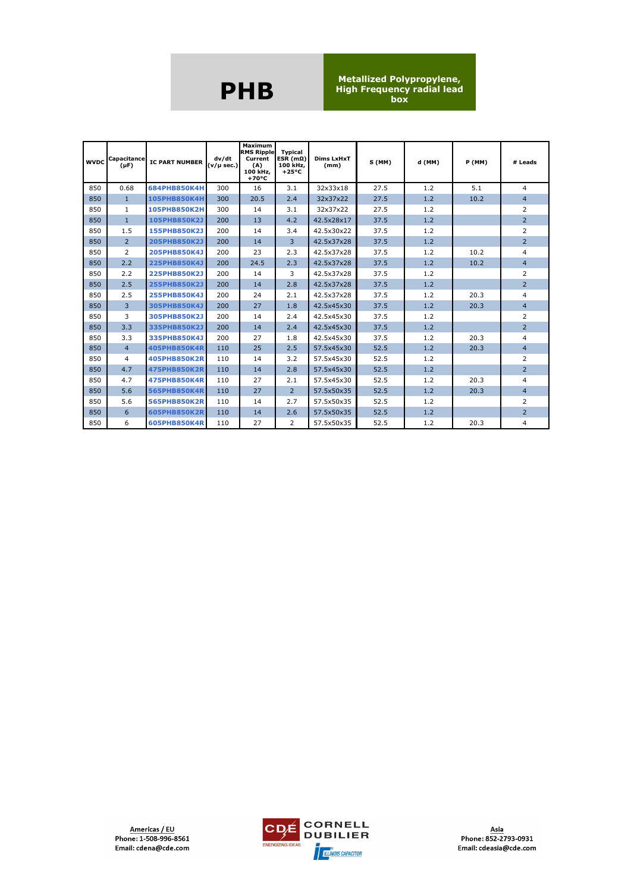# PHB

**Metallized Polypropylene, High Frequency radial lead box**

| WVDC | Capacitance (µF) | IC PART NUMBER | dv/dt (v/µ sec.) | Maximum RMS Ripple Current (A) 100 kHz, +70°C | Typical ESR (mΩ) 100 kHz, +25°C | Dims LxHxT (mm) | S (MM) | d (MM) | P (MM) | # Leads |
|---|---|---|---|---|---|---|---|---|---|---|
| 850 | 0.68 | 684PHB850K4H | 300 | 16 | 3.1 | 32x33x18 | 27.5 | 1.2 | 5.1 | 4 |
| 850 | 1 | 105PHB850K4H | 300 | 20.5 | 2.4 | 32x37x22 | 27.5 | 1.2 | 10.2 | 4 |
| 850 | 1 | 105PHB850K2H | 300 | 14 | 3.1 | 32x37x22 | 27.5 | 1.2 | | 2 |
| 850 | 1 | 105PHB850K2J | 200 | 13 | 4.2 | 42.5x28x17 | 37.5 | 1.2 | | 2 |
| 850 | 1.5 | 155PHB850K2J | 200 | 14 | 3.4 | 42.5x30x22 | 37.5 | 1.2 | | 2 |
| 850 | 2 | 205PHB850K2J | 200 | 14 | 3 | 42.5x37x28 | 37.5 | 1.2 | | 2 |
| 850 | 2 | 205PHB850K4J | 200 | 23 | 2.3 | 42.5x37x28 | 37.5 | 1.2 | 10.2 | 4 |
| 850 | 2.2 | 225PHB850K4J | 200 | 24.5 | 2.3 | 42.5x37x28 | 37.5 | 1.2 | 10.2 | 4 |
| 850 | 2.2 | 225PHB850K2J | 200 | 14 | 3 | 42.5x37x28 | 37.5 | 1.2 | | 2 |
| 850 | 2.5 | 255PHB850K2J | 200 | 14 | 2.8 | 42.5x37x28 | 37.5 | 1.2 | | 2 |
| 850 | 2.5 | 255PHB850K4J | 200 | 24 | 2.1 | 42.5x37x28 | 37.5 | 1.2 | 20.3 | 4 |
| 850 | 3 | 305PHB850K4J | 200 | 27 | 1.8 | 42.5x45x30 | 37.5 | 1.2 | 20.3 | 4 |
| 850 | 3 | 305PHB850K2J | 200 | 14 | 2.4 | 42.5x45x30 | 37.5 | 1.2 | | 2 |
| 850 | 3.3 | 335PHB850K2J | 200 | 14 | 2.4 | 42.5x45x30 | 37.5 | 1.2 | | 2 |
| 850 | 3.3 | 335PHB850K4J | 200 | 27 | 1.8 | 42.5x45x30 | 37.5 | 1.2 | 20.3 | 4 |
| 850 | 4 | 405PHB850K4R | 110 | 25 | 2.5 | 57.5x45x30 | 52.5 | 1.2 | 20.3 | 4 |
| 850 | 4 | 405PHB850K2R | 110 | 14 | 3.2 | 57.5x45x30 | 52.5 | 1.2 | | 2 |
| 850 | 4.7 | 475PHB850K2R | 110 | 14 | 2.8 | 57.5x45x30 | 52.5 | 1.2 | | 2 |
| 850 | 4.7 | 475PHB850K4R | 110 | 27 | 2.1 | 57.5x45x30 | 52.5 | 1.2 | 20.3 | 4 |
| 850 | 5.6 | 565PHB850K4R | 110 | 27 | 2 | 57.5x50x35 | 52.5 | 1.2 | 20.3 | 4 |
| 850 | 5.6 | 565PHB850K2R | 110 | 14 | 2.7 | 57.5x50x35 | 52.5 | 1.2 | | 2 |
| 850 | 6 | 605PHB850K2R | 110 | 14 | 2.6 | 57.5x50x35 | 52.5 | 1.2 | | 2 |
| 850 | 6 | 605PHB850K4R | 110 | 27 | 2 | 57.5x50x35 | 52.5 | 1.2 | 20.3 | 4 |

**Americas / EU**
Phone: 1-508-996-8561
Email: cdena@cde.com

**Asia**
Phone: 852-2793-0931
Email: cdeasia@cde.com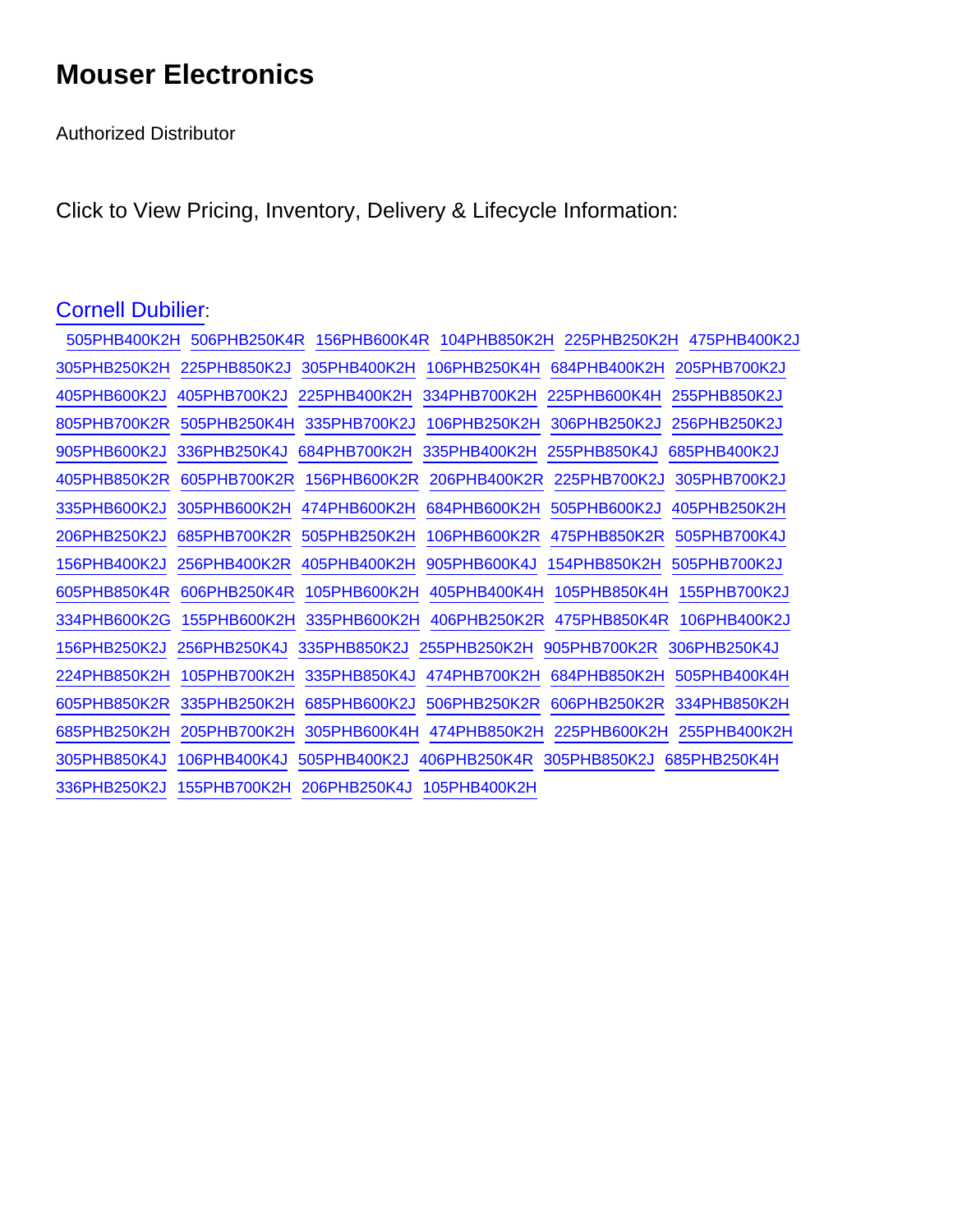# Mouser Electronics

Authorized Distributor

Click to View Pricing, Inventory, Delivery & Lifecycle Information:

Cornell Dubilier:

505PHB400K2H 506PHB250K4R 156PHB600K4R 104PHB850K2H 225PHB250K2H 475PHB400K2J 305PHB250K2H 225PHB850K2J 305PHB400K2H 106PHB250K4H 684PHB400K2H 205PHB700K2J 405PHB600K2J 405PHB700K2J 225PHB400K2H 334PHB700K2H 225PHB600K4H 255PHB850K2J 805PHB700K2R 505PHB250K4H 335PHB700K2J 106PHB250K2H 306PHB250K2J 256PHB250K2J 905PHB600K2J 336PHB250K4J 684PHB700K2H 335PHB400K2H 255PHB850K4J 685PHB400K2J 405PHB850K2R 605PHB700K2R 156PHB600K2R 206PHB400K2R 225PHB700K2J 305PHB700K2J 335PHB600K2J 305PHB600K2H 474PHB600K2H 684PHB600K2H 505PHB600K2J 405PHB250K2H 206PHB250K2J 685PHB700K2R 505PHB250K2H 106PHB600K2R 475PHB850K2R 505PHB700K4J 156PHB400K2J 256PHB400K2R 405PHB400K2H 905PHB600K4J 154PHB850K2H 505PHB700K2J 605PHB850K4R 606PHB250K4R 105PHB600K2H 405PHB400K4H 105PHB850K4H 155PHB700K2J 334PHB600K2G 155PHB600K2H 335PHB600K2H 406PHB250K2R 475PHB850K4R 106PHB400K2J 156PHB250K2J 256PHB250K4J 335PHB850K2J 255PHB250K2H 905PHB700K2R 306PHB250K4J 224PHB850K2H 105PHB700K2H 335PHB850K4J 474PHB700K2H 684PHB850K2H 505PHB400K4H 605PHB850K2R 335PHB250K2H 685PHB600K2J 506PHB250K2R 606PHB250K2R 334PHB850K2H 685PHB250K2H 205PHB700K2H 305PHB600K4H 474PHB850K2H 225PHB600K2H 255PHB400K2H 305PHB850K4J 106PHB400K4J 505PHB400K2J 406PHB250K4R 305PHB850K2J 685PHB250K4H 336PHB250K2J 155PHB700K2H 206PHB250K4J 105PHB400K2H